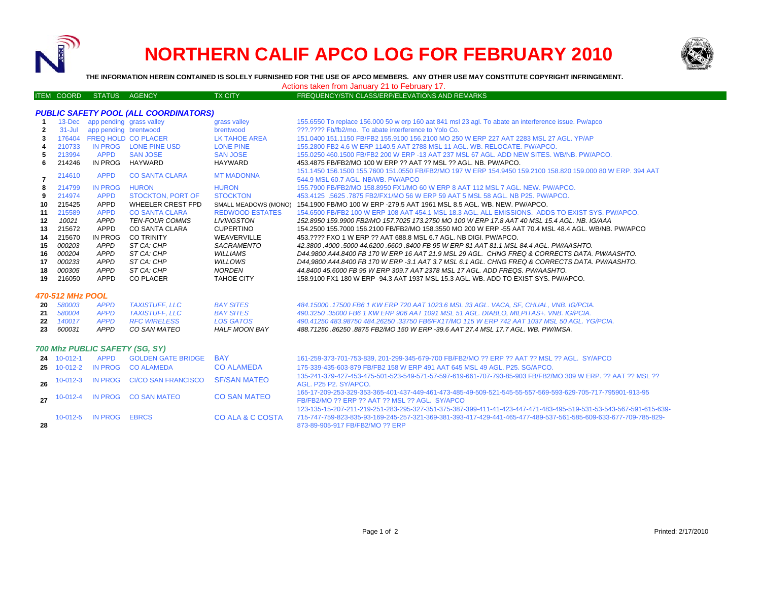# NORTHERN CALIF APCO LOG FOR FEBRUARY 2010

**THE INFORMATION HEREIN CONTAINED IS SOLELY FURNISHED FOR THE USE OF APCO MEMBERS. ANY OTHER USE MAY CONSTITUTE COPYRIGHT INFRINGEMENT.**

Actions taken from January 21 to February 17.

| ITEM | COORD | STATUS | AGENCY | TX CITY | FREQUENCY/STN CLASS/ERP/ELEVATIONS AND REMARKS |
|---|---|---|---|---|---|
| | | | ***PUBLIC SAFETY POOL (ALL COORDINATORS)*** | | |
| 1 | 13-Dec | app pending | grass valley | grass valley | 155.6550 To replace 156.000 50 w erp 160 aat 841 msl 23 agl. To abate an interference issue. Pw/apco |
| 2 | 31-Jul | app pending | brentwood | brentwood | ???.???? Fb/fb2/mo. To abate interference to Yolo Co. |
| 3 | 176404 | FREQ HOLD | CO PLACER | LK TAHOE AREA | 151.0400 151.1150 FB/FB2 155.9100 156.2100 MO 250 W ERP 227 AAT 2283 MSL 27 AGL. YP/AP |
| 4 | 210733 | IN PROG | LONE PINE USD | LONE PINE | 155.2800 FB2 4.6 W ERP 1140.5 AAT 2788 MSL 11 AGL. WB. RELOCATE. PW/APCO. |
| 5 | 213994 | APPD | SAN JOSE | SAN JOSE | 155.0250 460.1500 FB/FB2 200 W ERP -13 AAT 237 MSL 67 AGL. ADD NEW SITES. WB/NB. PW/APCO. |
| 6 | 214246 | IN PROG | HAYWARD | HAYWARD | 453.4875 FB/FB2/MO 100 W ERP ?? AAT ?? MSL ?? AGL. NB. PW/APCO. |
| 7 | 214610 | APPD | CO SANTA CLARA | MT MADONNA | 151.1450 156.1500 155.7600 151.0550 FB/FB2/MO 197 W ERP 154.9450 159.2100 158.820 159.000 80 W ERP. 394 AAT 544.9 MSL 60.7 AGL. NB/WB. PW/APCO |
| 8 | 214799 | IN PROG | HURON | HURON | 155.7900 FB/FB2/MO 158.8950 FX1/MO 60 W ERP 8 AAT 112 MSL 7 AGL. NEW. PW/APCO. |
| 9 | 214974 | APPD | STOCKTON, PORT OF | STOCKTON | 453.4125 .5625 .7875 FB2/FX1/MO 56 W ERP 59 AAT 5 MSL 58 AGL. NB P25. PW/APCO. |
| 10 | 215425 | APPD | WHEELER CREST FPD | SMALL MEADOWS (MONO) | 154.1900 FB/MO 100 W ERP -279.5 AAT 1961 MSL 8.5 AGL. WB. NEW. PW/APCO. |
| 11 | 215589 | APPD | CO SANTA CLARA | REDWOOD ESTATES | 154.6500 FB/FB2 100 W ERP 108 AAT 454.1 MSL 18.3 AGL. ALL EMISSIONS. ADDS TO EXIST SYS. PW/APCO. |
| 12 | *10021* | *APPD* | *TEN-FOUR COMMS* | *LIVINGSTON* | *152.8950 159.9900 FB2/MO 157.7025 173.2750 MO 100 W ERP 17.8 AAT 40 MSL 15.4 AGL. NB. IG/AAA* |
| 13 | 215672 | APPD | CO SANTA CLARA | CUPERTINO | 154.2500 155.7000 156.2100 FB/FB2/MO 158.3550 MO 200 W ERP -55 AAT 70.4 MSL 48.4 AGL. WB/NB. PW/APCO |
| 14 | 215670 | IN PROG | CO TRINITY | WEAVERVILLE | 453.???? FXO 1 W ERP ?? AAT 688.8 MSL 6.7 AGL. NB DIGI. PW/APCO. |
| 15 | *000203* | *APPD* | *ST CA: CHP* | *SACRAMENTO* | *42.3800 .4000 .5000 44.6200 .6600 .8400 FB 95 W ERP 81 AAT 81.1 MSL 84.4 AGL. PW/AASHTO.* |
| 16 | *000204* | *APPD* | *ST CA: CHP* | *WILLIAMS* | *D44.9800 A44.8400 FB 170 W ERP 16 AAT 21.9 MSL 29 AGL. CHNG FREQ & CORRECTS DATA. PW/AASHTO.* |
| 17 | *000233* | *APPD* | *ST CA: CHP* | *WILLOWS* | *D44,9800 A44.8400 FB 170 W ERP -3.1 AAT 3.7 MSL 6.1 AGL. CHNG FREQ & CORRECTS DATA. PW/AASHTO.* |
| 18 | *000305* | *APPD* | *ST CA: CHP* | *NORDEN* | *44.8400 45.6000 FB 95 W ERP 309.7 AAT 2378 MSL 17 AGL. ADD FREQS. PW/AASHTO.* |
| 19 | 216050 | APPD | CO PLACER | TAHOE CITY | 158.9100 FX1 180 W ERP -94.3 AAT 1937 MSL 15.3 AGL. WB. ADD TO EXIST SYS. PW/APCO. |
| | | | ***470-512 MHz POOL*** | | |
| 20 | *580003* | *APPD* | *TAXISTUFF, LLC* | *BAY SITES* | *484.15000 .17500 FB6 1 KW ERP 720 AAT 1023.6 MSL 33 AGL. VACA, SF, CHUAL, VNB. IG/PCIA.* |
| 21 | *580004* | *APPD* | *TAXISTUFF, LLC* | *BAY SITES* | *490.3250 .35000 FB6 1 KW ERP 906 AAT 1091 MSL 51 AGL. DIABLO, MILPITAS+. VNB. IG/PCIA.* |
| 22 | *140017* | *APPD* | *RFC WIRELESS* | *LOS GATOS* | *490.41250 483.98750 484.26250 .33750 FB6/FX1T/MO 115 W ERP 742 AAT 1037 MSL 50 AGL. YG/PCIA.* |
| 23 | *600031* | *APPD* | *CO SAN MATEO* | *HALF MOON BAY* | *488.71250 .86250 .8875 FB2/MO 150 W ERP -39.6 AAT 27.4 MSL 17.7 AGL. WB. PW/IMSA.* |
| | | | ***700 Mhz PUBLIC SAFETY (SG, SY)*** | | |
| 24 | 10-012-1 | APPD | GOLDEN GATE BRIDGE | BAY | 161-259-373-701-753-839, 201-299-345-679-700 FB/FB2/MO ?? ERP ?? AAT ?? MSL ?? AGL. SY/APCO |
| 25 | 10-012-2 | IN PROG | CO ALAMEDA | CO ALAMEDA | 175-339-435-603-879 FB/FB2 158 W ERP 491 AAT 645 MSL 49 AGL. P25. SG/APCO. |
| 26 | 10-012-3 | IN PROG | CI/CO SAN FRANCISCO | SF/SAN MATEO | 135-241-379-427-453-475-501-523-549-571-57-597-619-661-707-793-85-903 FB/FB2/MO 309 W ERP. ?? AAT ?? MSL ?? AGL. P25 P2. SY/APCO. |
| 27 | 10-012-4 | IN PROG | CO SAN MATEO | CO SAN MATEO | 165-17-209-253-329-353-365-401-437-449-461-473-485-49-509-521-545-55-557-569-593-629-705-717-795901-913-95 FB/FB2/MO ?? ERP ?? AAT ?? MSL ?? AGL. SY/APCO |
| 28 | 10-012-5 | IN PROG | EBRCS | CO ALA & C COSTA | 123-135-15-207-211-219-251-283-295-327-351-375-387-399-411-41-423-447-471-483-495-519-531-53-543-567-591-615-639-715-747-759-823-835-93-169-245-257-321-369-381-393-417-429-441-465-477-489-537-561-585-609-633-677-709-785-829-873-89-905-917 FB/FB2/MO ?? ERP |

Printed: 2/17/2010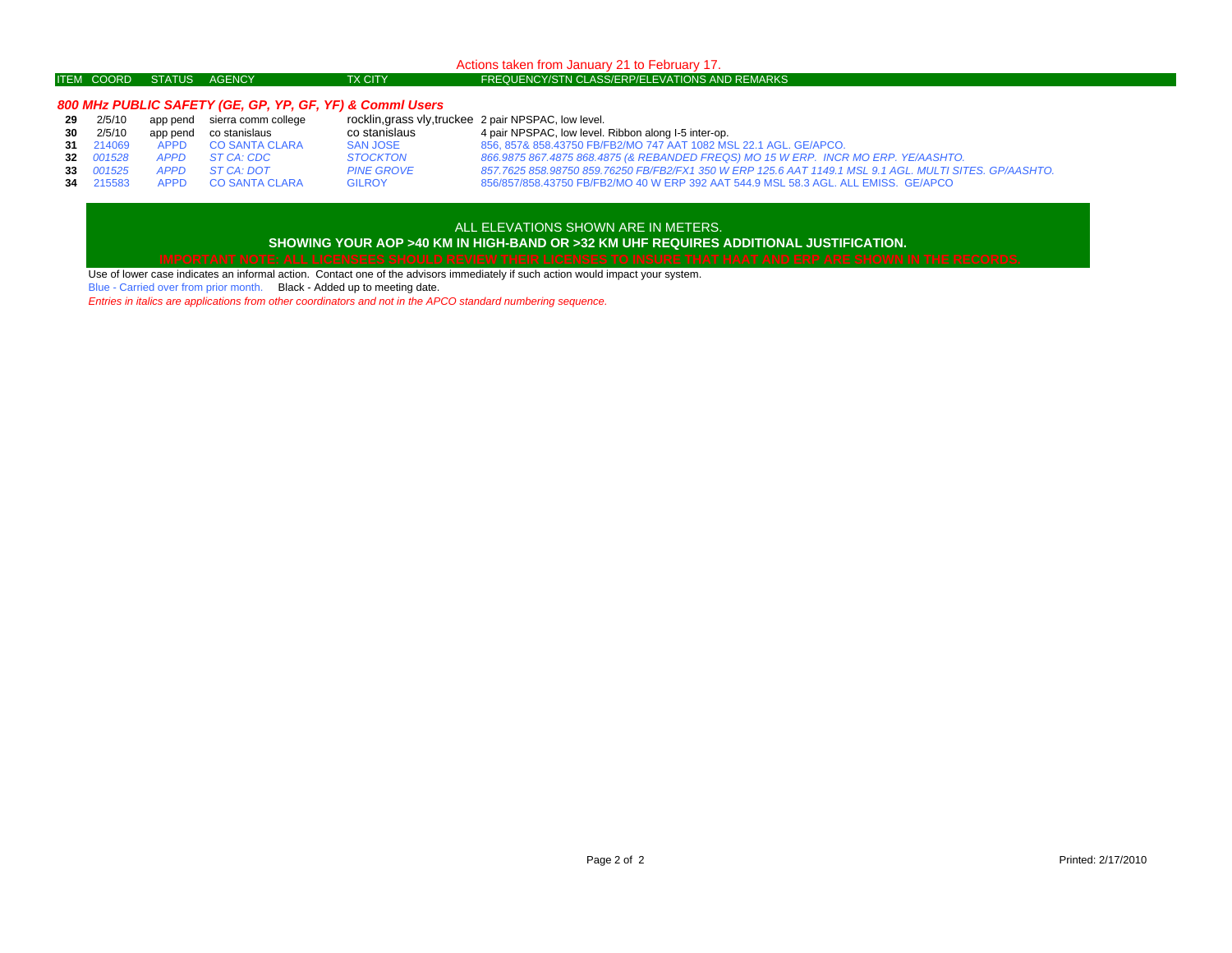Actions taken from January 21 to February 17.

| ITEM | COORD | STATUS | AGENCY | TX CITY | FREQUENCY/STN CLASS/ERP/ELEVATIONS AND REMARKS |
|---|---|---|---|---|---|
| ***800 MHz PUBLIC SAFETY (GE, GP, YP, GF, YF) & Comml Users*** | | | | | |
| **29** | 2/5/10 | app pend | sierra comm college | rocklin,grass vly,truckee | 2 pair NPSPAC, low level. |
| **30** | 2/5/10 | app pend | co stanislaus | co stanislaus | 4 pair NPSPAC, low level. Ribbon along I-5 inter-op. |
| **31** | 214069 | APPD | CO SANTA CLARA | SAN JOSE | 856, 857& 858.43750 FB/FB2/MO 747 AAT 1082 MSL 22.1 AGL. GE/APCO. |
| **32** | *001528* | *APPD* | *ST CA: CDC* | *STOCKTON* | *866.9875 867.4875 868.4875 (& REBANDED FREQS) MO 15 W ERP. INCR MO ERP. YE/AASHTO.* |
| **33** | *001525* | *APPD* | *ST CA: DOT* | *PINE GROVE* | *857.7625 858.98750 859.76250 FB/FB2/FX1 350 W ERP 125.6 AAT 1149.1 MSL 9.1 AGL. MULTI SITES. GP/AASHTO.* |
| **34** | 215583 | APPD | CO SANTA CLARA | GILROY | 856/857/858.43750 FB/FB2/MO 40 W ERP 392 AAT 544.9 MSL 58.3 AGL. ALL EMISS. GE/APCO |

ALL ELEVATIONS SHOWN ARE IN METERS.

**SHOWING YOUR AOP >40 KM IN HIGH-BAND OR >32 KM UHF REQUIRES ADDITIONAL JUSTIFICATION.**

**IMPORTANT NOTE: ALL LICENSEES SHOULD REVIEW THEIR LICENSES TO INSURE THAT HAAT AND ERP ARE SHOWN IN THE RECORDS.**

Use of lower case indicates an informal action. Contact one of the advisors immediately if such action would impact your system.

Blue - Carried over from prior month. Black - Added up to meeting date.

*Entries in italics are applications from other coordinators and not in the APCO standard numbering sequence.*

Printed: 2/17/2010